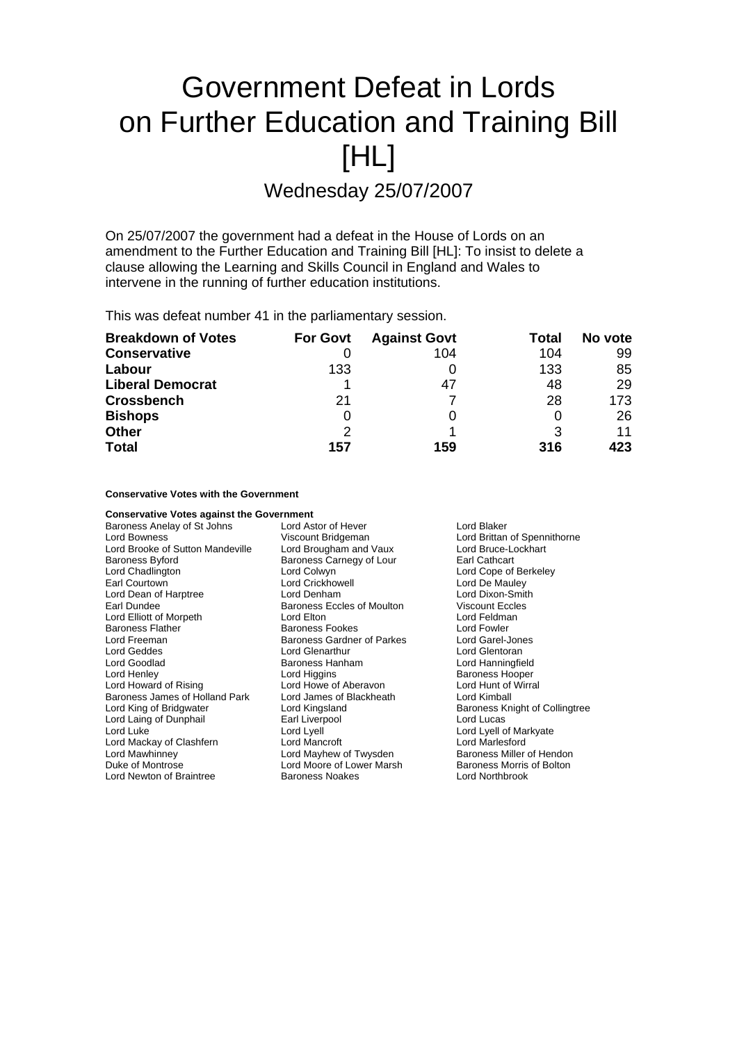# Government Defeat in Lords on Further Education and Training Bill [HL]

## Wednesday 25/07/2007

On 25/07/2007 the government had a defeat in the House of Lords on an amendment to the Further Education and Training Bill [HL]: To insist to delete a clause allowing the Learning and Skills Council in England and Wales to intervene in the running of further education institutions.

This was defeat number 41 in the parliamentary session.

| Breakdown of Votes | For Govt | Against Govt | Total | No vote |
|---|---|---|---|---|
| **Conservative** | 0 | 104 | 104 | 99 |
| **Labour** | 133 | 0 | 133 | 85 |
| **Liberal Democrat** | 1 | 47 | 48 | 29 |
| **Crossbench** | 21 | 7 | 28 | 173 |
| **Bishops** | 0 | 0 | 0 | 26 |
| **Other** | 2 | 1 | 3 | 11 |
| **Total** | **157** | **159** | **316** | **423** |

**Conservative Votes with the Government**

**Conservative Votes against the Government**

Baroness Anelay of St Johns
Lord Astor of Hever
Lord Blaker
Lord Bowness
Viscount Bridgeman
Lord Brittan of Spennithorne
Lord Brooke of Sutton Mandeville
Lord Brougham and Vaux
Lord Bruce-Lockhart
Baroness Byford
Baroness Carnegy of Lour
Earl Cathcart
Lord Chadlington
Lord Colwyn
Lord Cope of Berkeley
Earl Courtown
Lord Crickhowell
Lord De Mauley
Lord Dean of Harptree
Lord Denham
Lord Dixon-Smith
Earl Dundee
Baroness Eccles of Moulton
Viscount Eccles
Lord Elliott of Morpeth
Lord Elton
Lord Feldman
Baroness Flather
Baroness Fookes
Lord Fowler
Lord Freeman
Baroness Gardner of Parkes
Lord Garel-Jones
Lord Geddes
Lord Glenarthur
Lord Glentoran
Lord Goodlad
Baroness Hanham
Lord Hanningfield
Lord Henley
Lord Higgins
Baroness Hooper
Lord Howard of Rising
Lord Howe of Aberavon
Lord Hunt of Wirral
Baroness James of Holland Park
Lord James of Blackheath
Lord Kimball
Lord King of Bridgwater
Lord Kingsland
Baroness Knight of Collingtree
Lord Laing of Dunphail
Earl Liverpool
Lord Lucas
Lord Luke
Lord Lyell
Lord Lyell of Markyate
Lord Mackay of Clashfern
Lord Mancroft
Lord Marlesford
Lord Mawhinney
Lord Mayhew of Twysden
Baroness Miller of Hendon
Duke of Montrose
Lord Moore of Lower Marsh
Baroness Morris of Bolton
Lord Newton of Braintree
Baroness Noakes
Lord Northbrook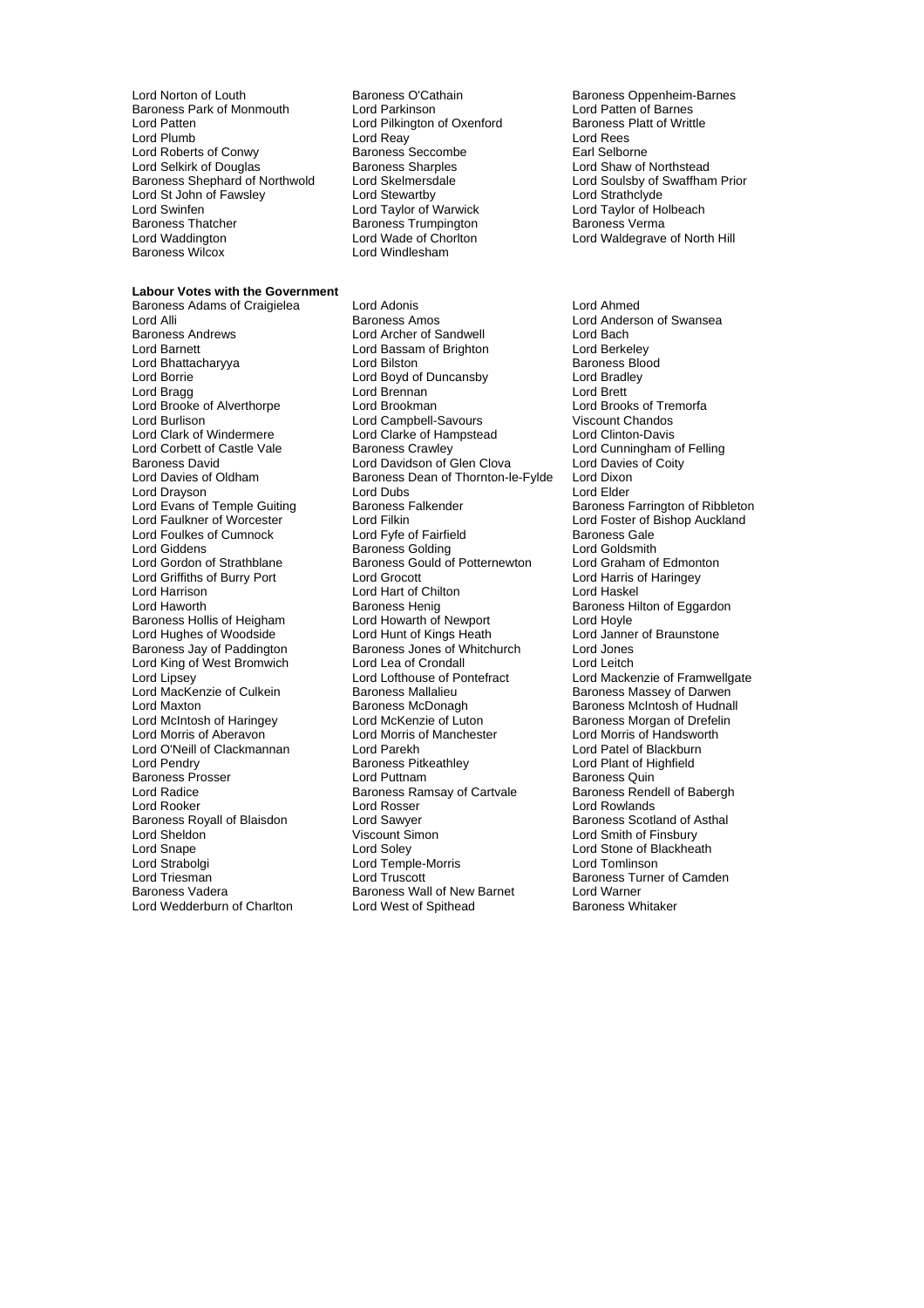Lord Norton of Louth
Baroness O'Cathain
Baroness Oppenheim-Barnes
Baroness Park of Monmouth
Lord Parkinson
Lord Patten of Barnes
Lord Patten
Lord Pilkington of Oxenford
Baroness Platt of Writtle
Lord Plumb
Lord Reay
Lord Rees
Lord Roberts of Conwy
Baroness Seccombe
Earl Selborne
Lord Selkirk of Douglas
Baroness Sharples
Lord Shaw of Northstead
Baroness Shephard of Northwold
Lord Skelmersdale
Lord Soulsby of Swaffham Prior
Lord St John of Fawsley
Lord Stewartby
Lord Strathclyde
Lord Swinfen
Lord Taylor of Warwick
Lord Taylor of Holbeach
Baroness Thatcher
Baroness Trumpington
Baroness Verma
Lord Waddington
Lord Wade of Chorlton
Lord Waldegrave of North Hill
Baroness Wilcox
Lord Windlesham

**Labour Votes with the Government**

Baroness Adams of Craigielea
Lord Adonis
Lord Ahmed
Lord Alli
Baroness Amos
Lord Anderson of Swansea
Baroness Andrews
Lord Archer of Sandwell
Lord Bach
Lord Barnett
Lord Bassam of Brighton
Lord Berkeley
Lord Bhattacharyya
Lord Bilston
Baroness Blood
Lord Borrie
Lord Boyd of Duncansby
Lord Bradley
Lord Bragg
Lord Brennan
Lord Brett
Lord Brooke of Alverthorpe
Lord Brookman
Lord Brooks of Tremorfa
Lord Burlison
Lord Campbell-Savours
Viscount Chandos
Lord Clark of Windermere
Lord Clarke of Hampstead
Lord Clinton-Davis
Lord Corbett of Castle Vale
Baroness Crawley
Lord Cunningham of Felling
Baroness David
Lord Davidson of Glen Clova
Lord Davies of Coity
Lord Davies of Oldham
Baroness Dean of Thornton-le-Fylde
Lord Dixon
Lord Drayson
Lord Dubs
Lord Elder
Lord Evans of Temple Guiting
Baroness Falkender
Baroness Farrington of Ribbleton
Lord Faulkner of Worcester
Lord Filkin
Lord Foster of Bishop Auckland
Lord Foulkes of Cumnock
Lord Fyfe of Fairfield
Baroness Gale
Lord Giddens
Baroness Golding
Lord Goldsmith
Lord Gordon of Strathblane
Baroness Gould of Potternewton
Lord Graham of Edmonton
Lord Griffiths of Burry Port
Lord Grocott
Lord Harris of Haringey
Lord Harrison
Lord Hart of Chilton
Lord Haskel
Lord Haworth
Baroness Henig
Baroness Hilton of Eggardon
Baroness Hollis of Heigham
Lord Howarth of Newport
Lord Hoyle
Lord Hughes of Woodside
Lord Hunt of Kings Heath
Lord Janner of Braunstone
Baroness Jay of Paddington
Baroness Jones of Whitchurch
Lord Jones
Lord King of West Bromwich
Lord Lea of Crondall
Lord Leitch
Lord Lipsey
Lord Lofthouse of Pontefract
Lord Mackenzie of Framwellgate
Lord MacKenzie of Culkein
Baroness Mallalieu
Baroness Massey of Darwen
Lord Maxton
Baroness McDonagh
Baroness McIntosh of Hudnall
Lord McIntosh of Haringey
Lord McKenzie of Luton
Baroness Morgan of Drefelin
Lord Morris of Aberavon
Lord Morris of Manchester
Lord Morris of Handsworth
Lord O'Neill of Clackmannan
Lord Parekh
Lord Patel of Blackburn
Lord Pendry
Baroness Pitkeathley
Lord Plant of Highfield
Baroness Prosser
Lord Puttnam
Baroness Quin
Lord Radice
Baroness Ramsay of Cartvale
Baroness Rendell of Babergh
Lord Rooker
Lord Rosser
Lord Rowlands
Baroness Royall of Blaisdon
Lord Sawyer
Baroness Scotland of Asthal
Lord Sheldon
Viscount Simon
Lord Smith of Finsbury
Lord Snape
Lord Soley
Lord Stone of Blackheath
Lord Strabolgi
Lord Temple-Morris
Lord Tomlinson
Lord Triesman
Lord Truscott
Baroness Turner of Camden
Baroness Vadera
Baroness Wall of New Barnet
Lord Warner
Lord Wedderburn of Charlton
Lord West of Spithead
Baroness Whitaker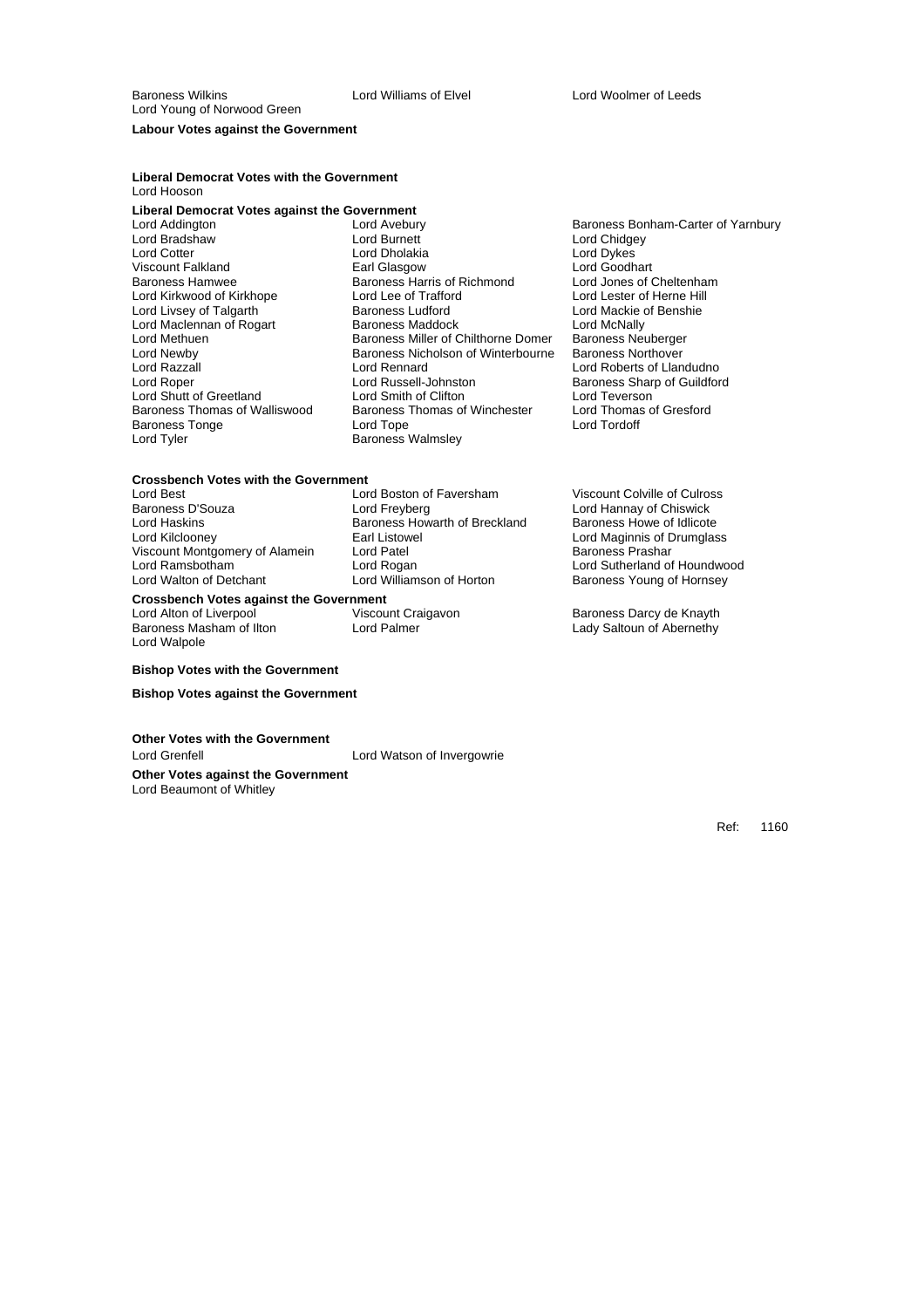Baroness Wilkins Lord Williams of Elvel Lord Woolmer of Leeds
Lord Young of Norwood Green

**Labour Votes against the Government**

**Liberal Democrat Votes with the Government**
Lord Hooson

**Liberal Democrat Votes against the Government**

| | | |
|---|---|---|
| Lord Addington | Lord Avebury | Baroness Bonham-Carter of Yarnbury |
| Lord Bradshaw | Lord Burnett | Lord Chidgey |
| Lord Cotter | Lord Dholakia | Lord Dykes |
| Viscount Falkland | Earl Glasgow | Lord Goodhart |
| Baroness Hamwee | Baroness Harris of Richmond | Lord Jones of Cheltenham |
| Lord Kirkwood of Kirkhope | Lord Lee of Trafford | Lord Lester of Herne Hill |
| Lord Livsey of Talgarth | Baroness Ludford | Lord Mackie of Benshie |
| Lord Maclennan of Rogart | Baroness Maddock | Lord McNally |
| Lord Methuen | Baroness Miller of Chilthorne Domer | Baroness Neuberger |
| Lord Newby | Baroness Nicholson of Winterbourne | Baroness Northover |
| Lord Razzall | Lord Rennard | Lord Roberts of Llandudno |
| Lord Roper | Lord Russell-Johnston | Baroness Sharp of Guildford |
| Lord Shutt of Greetland | Lord Smith of Clifton | Lord Teverson |
| Baroness Thomas of Walliswood | Baroness Thomas of Winchester | Lord Thomas of Gresford |
| Baroness Tonge | Lord Tope | Lord Tordoff |
| Lord Tyler | Baroness Walmsley | |

**Crossbench Votes with the Government**

| | | |
|---|---|---|
| Lord Best | Lord Boston of Faversham | Viscount Colville of Culross |
| Baroness D'Souza | Lord Freyberg | Lord Hannay of Chiswick |
| Lord Haskins | Baroness Howarth of Breckland | Baroness Howe of Idlicote |
| Lord Kilclooney | Earl Listowel | Lord Maginnis of Drumglass |
| Viscount Montgomery of Alamein | Lord Patel | Baroness Prashar |
| Lord Ramsbotham | Lord Rogan | Lord Sutherland of Houndwood |
| Lord Walton of Detchant | Lord Williamson of Horton | Baroness Young of Hornsey |

**Crossbench Votes against the Government**

| | | |
|---|---|---|
| Lord Alton of Liverpool | Viscount Craigavon | Baroness Darcy de Knayth |
| Baroness Masham of Ilton | Lord Palmer | Lady Saltoun of Abernethy |
| Lord Walpole | | |

**Bishop Votes with the Government**

**Bishop Votes against the Government**

**Other Votes with the Government**
Lord Grenfell Lord Watson of Invergowrie

**Other Votes against the Government**
Lord Beaumont of Whitley

Ref: 1160